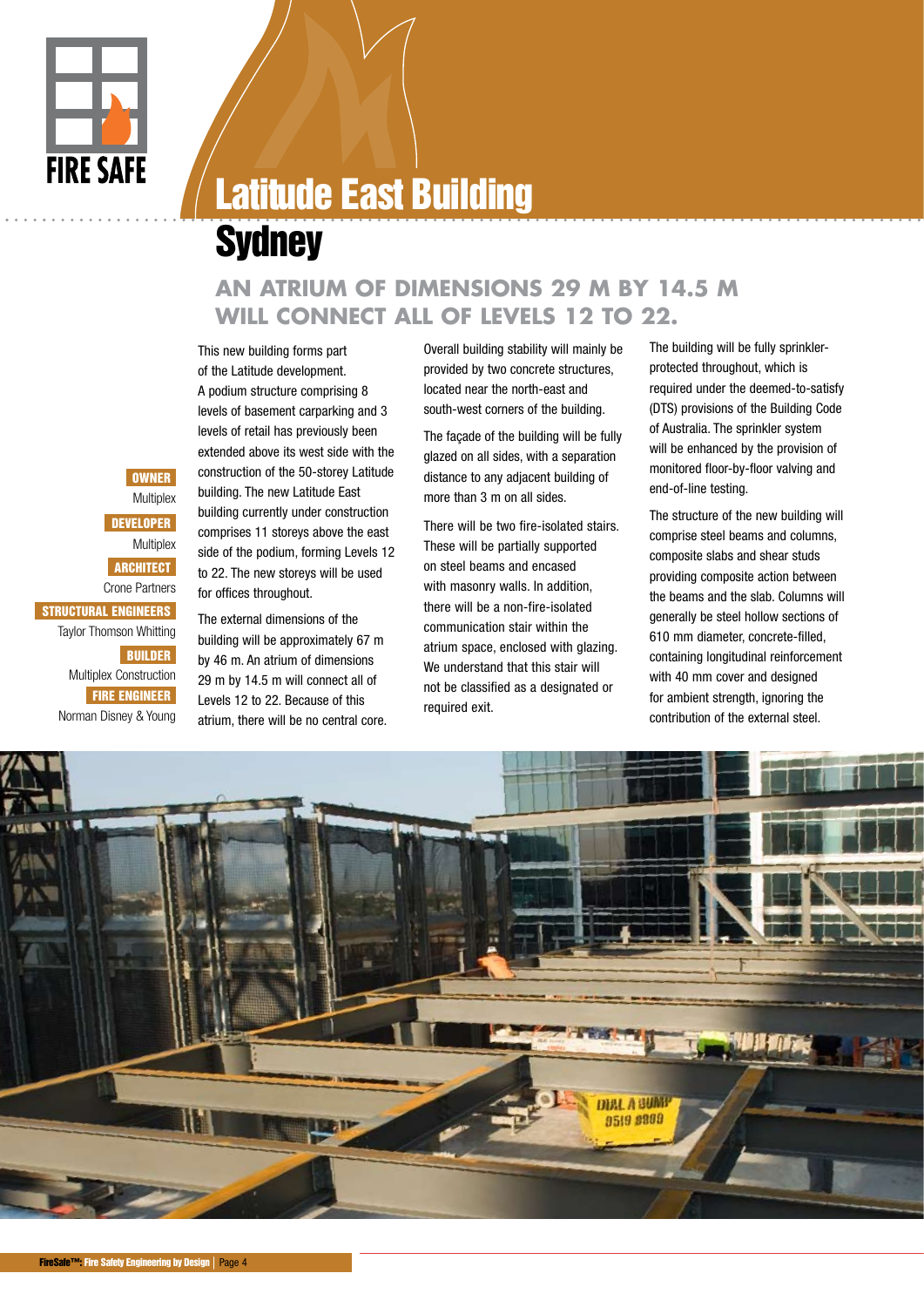# Latitude East Building Sydney

## AN ATRIUM OF DIMENSIONS 29 M BY 14.5 M WILL CONNECT ALL OF LEVELS 12 TO 22.

**OWNER**
Multiplex

**DEVELOPER**
Multiplex

**ARCHITECT**
Crone Partners

**STRUCTURAL ENGINEERS**
Taylor Thomson Whitting

**BUILDER**
Multiplex Construction

**FIRE ENGINEER**
Norman Disney & Young

This new building forms part of the Latitude development. A podium structure comprising 8 levels of basement carparking and 3 levels of retail has previously been extended above its west side with the construction of the 50-storey Latitude building. The new Latitude East building currently under construction comprises 11 storeys above the east side of the podium, forming Levels 12 to 22. The new storeys will be used for offices throughout.

The external dimensions of the building will be approximately 67 m by 46 m. An atrium of dimensions 29 m by 14.5 m will connect all of Levels 12 to 22. Because of this atrium, there will be no central core.

Overall building stability will mainly be provided by two concrete structures, located near the north-east and south-west corners of the building.

The façade of the building will be fully glazed on all sides, with a separation distance to any adjacent building of more than 3 m on all sides.

There will be two fire-isolated stairs. These will be partially supported on steel beams and encased with masonry walls. In addition, there will be a non-fire-isolated communication stair within the atrium space, enclosed with glazing. We understand that this stair will not be classified as a designated or required exit.

The building will be fully sprinkler-protected throughout, which is required under the deemed-to-satisfy (DTS) provisions of the Building Code of Australia. The sprinkler system will be enhanced by the provision of monitored floor-by-floor valving and end-of-line testing.

The structure of the new building will comprise steel beams and columns, composite slabs and shear studs providing composite action between the beams and the slab. Columns will generally be steel hollow sections of 610 mm diameter, concrete-filled, containing longitudinal reinforcement with 40 mm cover and designed for ambient strength, ignoring the contribution of the external steel.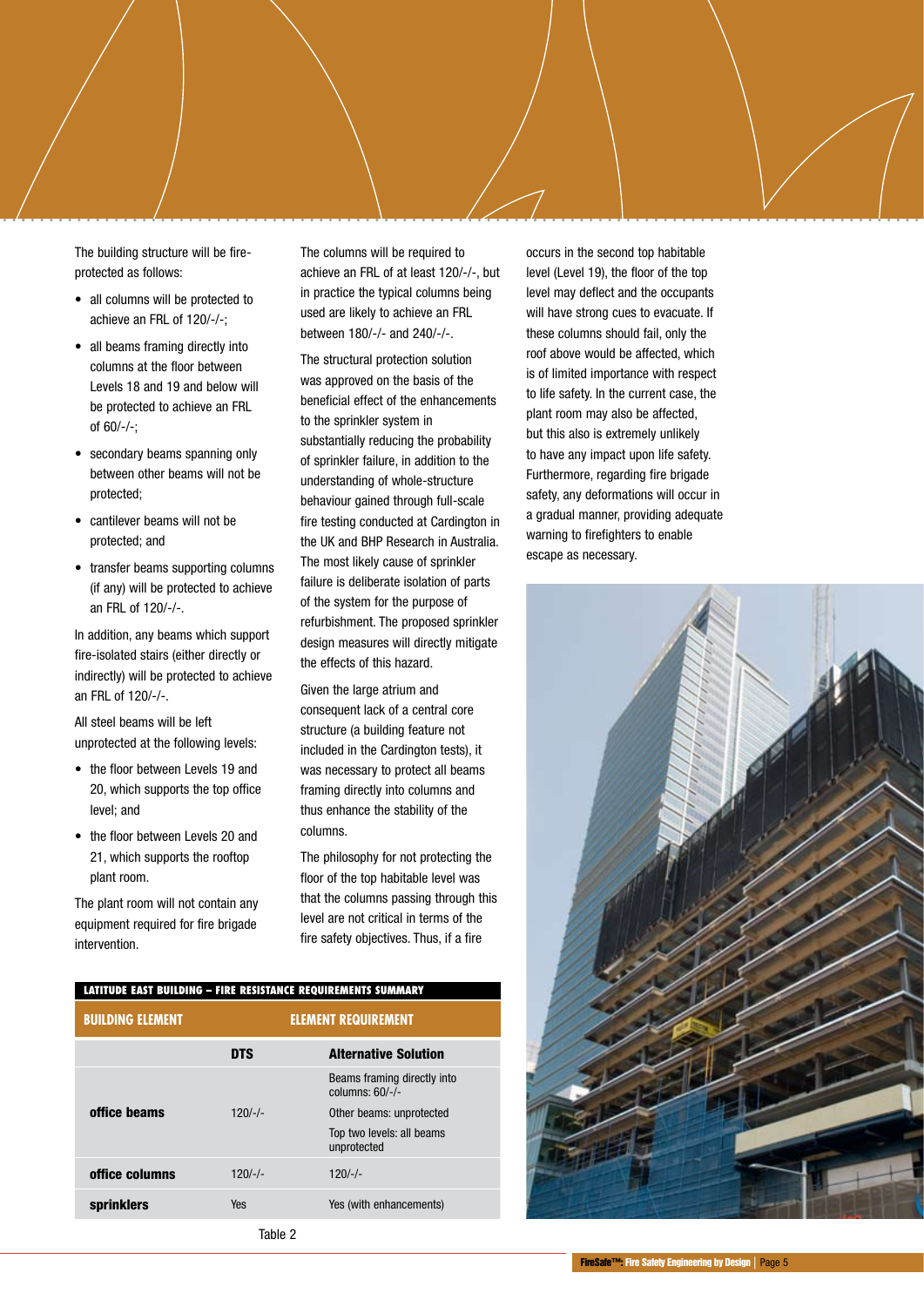The building structure will be fire-protected as follows:

- all columns will be protected to achieve an FRL of 120/-/-;
- all beams framing directly into columns at the floor between Levels 18 and 19 and below will be protected to achieve an FRL of 60/-/-;
- secondary beams spanning only between other beams will not be protected;
- cantilever beams will not be protected; and
- transfer beams supporting columns (if any) will be protected to achieve an FRL of 120/-/-.

In addition, any beams which support fire-isolated stairs (either directly or indirectly) will be protected to achieve an FRL of 120/-/-.

All steel beams will be left unprotected at the following levels:

- the floor between Levels 19 and 20, which supports the top office level; and
- the floor between Levels 20 and 21, which supports the rooftop plant room.

The plant room will not contain any equipment required for fire brigade intervention.

The columns will be required to achieve an FRL of at least 120/-/-, but in practice the typical columns being used are likely to achieve an FRL between 180/-/- and 240/-/-.

The structural protection solution was approved on the basis of the beneficial effect of the enhancements to the sprinkler system in substantially reducing the probability of sprinkler failure, in addition to the understanding of whole-structure behaviour gained through full-scale fire testing conducted at Cardington in the UK and BHP Research in Australia. The most likely cause of sprinkler failure is deliberate isolation of parts of the system for the purpose of refurbishment. The proposed sprinkler design measures will directly mitigate the effects of this hazard.

Given the large atrium and consequent lack of a central core structure (a building feature not included in the Cardington tests), it was necessary to protect all beams framing directly into columns and thus enhance the stability of the columns.

The philosophy for not protecting the floor of the top habitable level was that the columns passing through this level are not critical in terms of the fire safety objectives. Thus, if a fire occurs in the second top habitable level (Level 19), the floor of the top level may deflect and the occupants will have strong cues to evacuate. If these columns should fail, only the roof above would be affected, which is of limited importance with respect to life safety. In the current case, the plant room may also be affected, but this also is extremely unlikely to have any impact upon life safety. Furthermore, regarding fire brigade safety, any deformations will occur in a gradual manner, providing adequate warning to firefighters to enable escape as necessary.

**LATITUDE EAST BUILDING – FIRE RESISTANCE REQUIREMENTS SUMMARY**

| BUILDING ELEMENT | ELEMENT REQUIREMENT | |
|---|---|---|
| | **DTS** | **Alternative Solution** |
| **office beams** | 120/-/- | Beams framing directly into columns: 60/-/-<br>Other beams: unprotected<br>Top two levels: all beams unprotected |
| **office columns** | 120/-/- | 120/-/- |
| **sprinklers** | Yes | Yes (with enhancements) |

Table 2